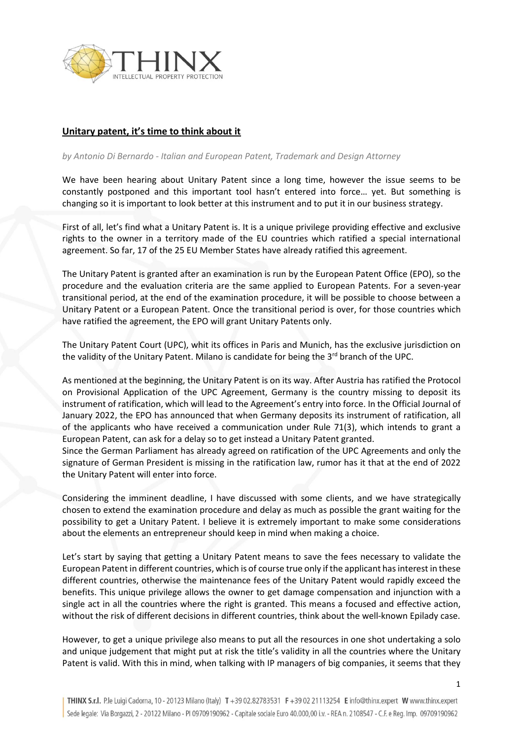## Unitary patent, it's time to think about it

*by Antonio Di Bernardo - Italian and European Patent, Trademark and Design Attorney*

We have been hearing about Unitary Patent since a long time, however the issue seems to be constantly postponed and this important tool hasn't entered into force… yet. But something is changing so it is important to look better at this instrument and to put it in our business strategy.

First of all, let's find what a Unitary Patent is. It is a unique privilege providing effective and exclusive rights to the owner in a territory made of the EU countries which ratified a special international agreement. So far, 17 of the 25 EU Member States have already ratified this agreement.

The Unitary Patent is granted after an examination is run by the European Patent Office (EPO), so the procedure and the evaluation criteria are the same applied to European Patents. For a seven-year transitional period, at the end of the examination procedure, it will be possible to choose between a Unitary Patent or a European Patent. Once the transitional period is over, for those countries which have ratified the agreement, the EPO will grant Unitary Patents only.

The Unitary Patent Court (UPC), whit its offices in Paris and Munich, has the exclusive jurisdiction on the validity of the Unitary Patent. Milano is candidate for being the 3rd branch of the UPC.

As mentioned at the beginning, the Unitary Patent is on its way. After Austria has ratified the Protocol on Provisional Application of the UPC Agreement, Germany is the country missing to deposit its instrument of ratification, which will lead to the Agreement's entry into force. In the Official Journal of January 2022, the EPO has announced that when Germany deposits its instrument of ratification, all of the applicants who have received a communication under Rule 71(3), which intends to grant a European Patent, can ask for a delay so to get instead a Unitary Patent granted.
Since the German Parliament has already agreed on ratification of the UPC Agreements and only the signature of German President is missing in the ratification law, rumor has it that at the end of 2022 the Unitary Patent will enter into force.

Considering the imminent deadline, I have discussed with some clients, and we have strategically chosen to extend the examination procedure and delay as much as possible the grant waiting for the possibility to get a Unitary Patent. I believe it is extremely important to make some considerations about the elements an entrepreneur should keep in mind when making a choice.

Let's start by saying that getting a Unitary Patent means to save the fees necessary to validate the European Patent in different countries, which is of course true only if the applicant has interest in these different countries, otherwise the maintenance fees of the Unitary Patent would rapidly exceed the benefits. This unique privilege allows the owner to get damage compensation and injunction with a single act in all the countries where the right is granted. This means a focused and effective action, without the risk of different decisions in different countries, think about the well-known Epilady case.

However, to get a unique privilege also means to put all the resources in one shot undertaking a solo and unique judgement that might put at risk the title's validity in all the countries where the Unitary Patent is valid. With this in mind, when talking with IP managers of big companies, it seems that they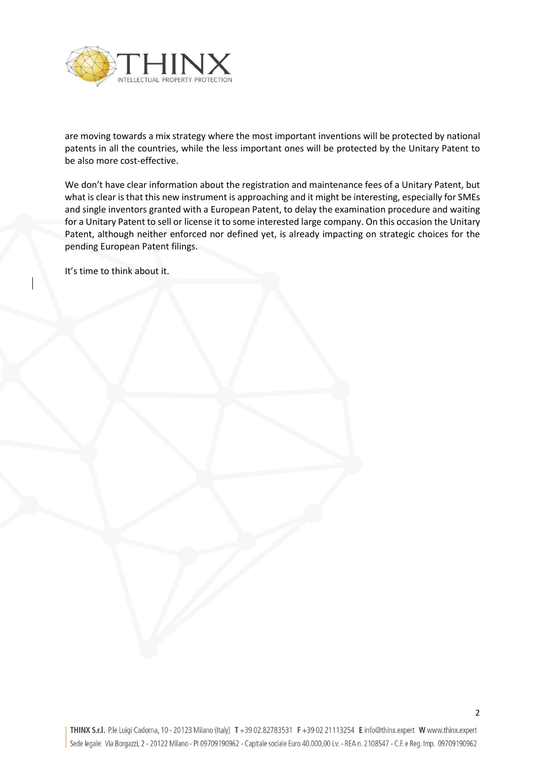are moving towards a mix strategy where the most important inventions will be protected by national patents in all the countries, while the less important ones will be protected by the Unitary Patent to be also more cost-effective.

We don't have clear information about the registration and maintenance fees of a Unitary Patent, but what is clear is that this new instrument is approaching and it might be interesting, especially for SMEs and single inventors granted with a European Patent, to delay the examination procedure and waiting for a Unitary Patent to sell or license it to some interested large company. On this occasion the Unitary Patent, although neither enforced nor defined yet, is already impacting on strategic choices for the pending European Patent filings.

It's time to think about it.